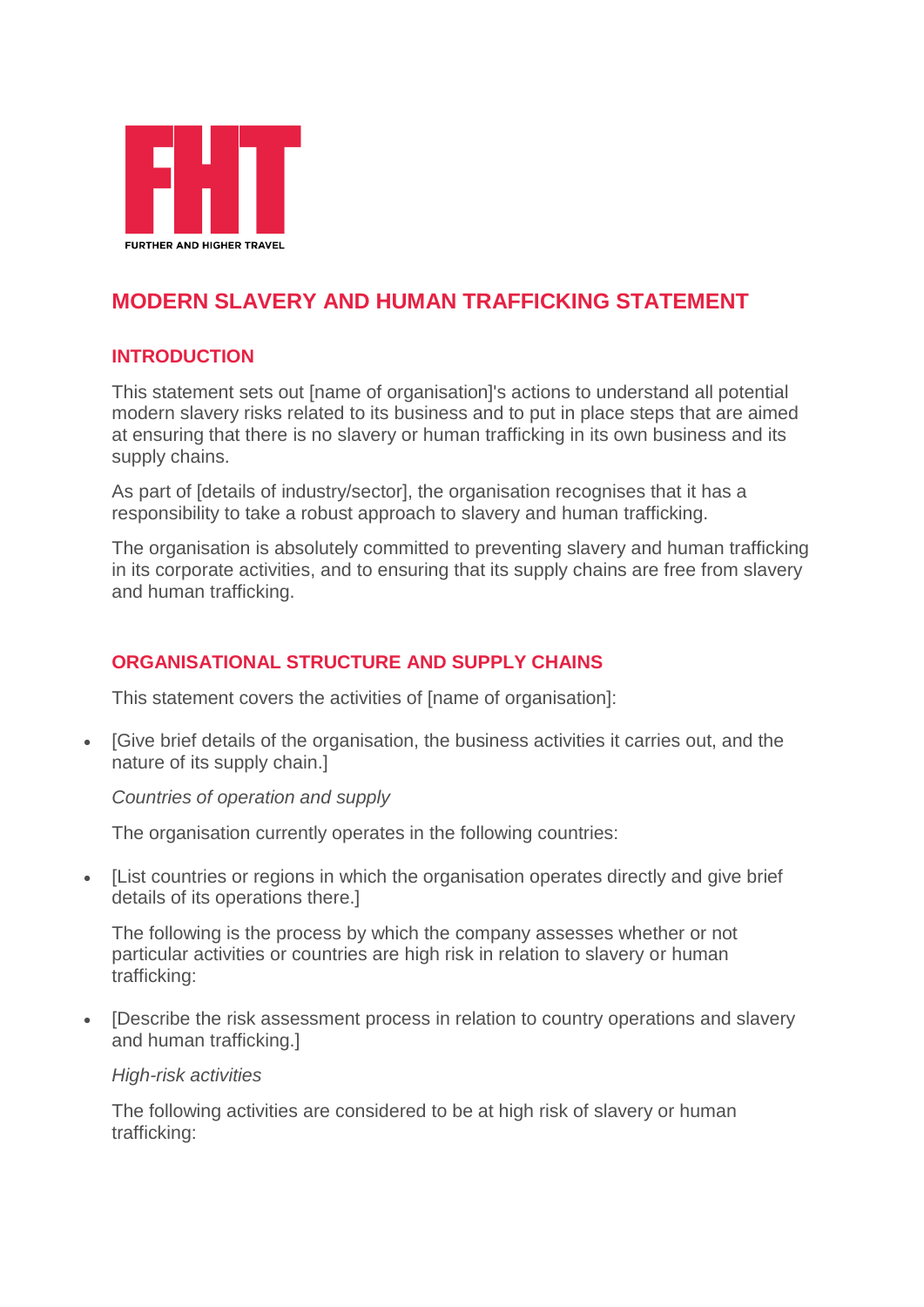FHT

FURTHER AND HIGHER TRAVEL

# MODERN SLAVERY AND HUMAN TRAFFICKING STATEMENT

## INTRODUCTION

This statement sets out [name of organisation]'s actions to understand all potential modern slavery risks related to its business and to put in place steps that are aimed at ensuring that there is no slavery or human trafficking in its own business and its supply chains.

As part of [details of industry/sector], the organisation recognises that it has a responsibility to take a robust approach to slavery and human trafficking.

The organisation is absolutely committed to preventing slavery and human trafficking in its corporate activities, and to ensuring that its supply chains are free from slavery and human trafficking.

## ORGANISATIONAL STRUCTURE AND SUPPLY CHAINS

This statement covers the activities of [name of organisation]:

- [Give brief details of the organisation, the business activities it carries out, and the nature of its supply chain.]

*Countries of operation and supply*

The organisation currently operates in the following countries:

- [List countries or regions in which the organisation operates directly and give brief details of its operations there.]

The following is the process by which the company assesses whether or not particular activities or countries are high risk in relation to slavery or human trafficking:

- [Describe the risk assessment process in relation to country operations and slavery and human trafficking.]

*High-risk activities*

The following activities are considered to be at high risk of slavery or human trafficking: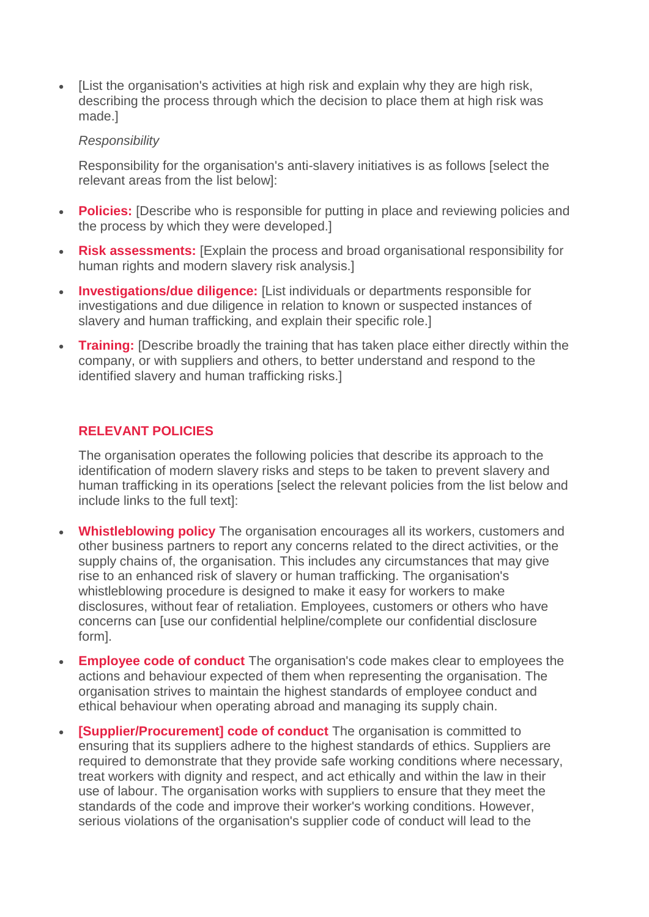- [List the organisation's activities at high risk and explain why they are high risk, describing the process through which the decision to place them at high risk was made.]

  *Responsibility*

  Responsibility for the organisation's anti-slavery initiatives is as follows [select the relevant areas from the list below]:

- **Policies:** [Describe who is responsible for putting in place and reviewing policies and the process by which they were developed.]
- **Risk assessments:** [Explain the process and broad organisational responsibility for human rights and modern slavery risk analysis.]
- **Investigations/due diligence:** [List individuals or departments responsible for investigations and due diligence in relation to known or suspected instances of slavery and human trafficking, and explain their specific role.]
- **Training:** [Describe broadly the training that has taken place either directly within the company, or with suppliers and others, to better understand and respond to the identified slavery and human trafficking risks.]

## RELEVANT POLICIES

The organisation operates the following policies that describe its approach to the identification of modern slavery risks and steps to be taken to prevent slavery and human trafficking in its operations [select the relevant policies from the list below and include links to the full text]:

- **Whistleblowing policy** The organisation encourages all its workers, customers and other business partners to report any concerns related to the direct activities, or the supply chains of, the organisation. This includes any circumstances that may give rise to an enhanced risk of slavery or human trafficking. The organisation's whistleblowing procedure is designed to make it easy for workers to make disclosures, without fear of retaliation. Employees, customers or others who have concerns can [use our confidential helpline/complete our confidential disclosure form].
- **Employee code of conduct** The organisation's code makes clear to employees the actions and behaviour expected of them when representing the organisation. The organisation strives to maintain the highest standards of employee conduct and ethical behaviour when operating abroad and managing its supply chain.
- **[Supplier/Procurement] code of conduct** The organisation is committed to ensuring that its suppliers adhere to the highest standards of ethics. Suppliers are required to demonstrate that they provide safe working conditions where necessary, treat workers with dignity and respect, and act ethically and within the law in their use of labour. The organisation works with suppliers to ensure that they meet the standards of the code and improve their worker's working conditions. However, serious violations of the organisation's supplier code of conduct will lead to the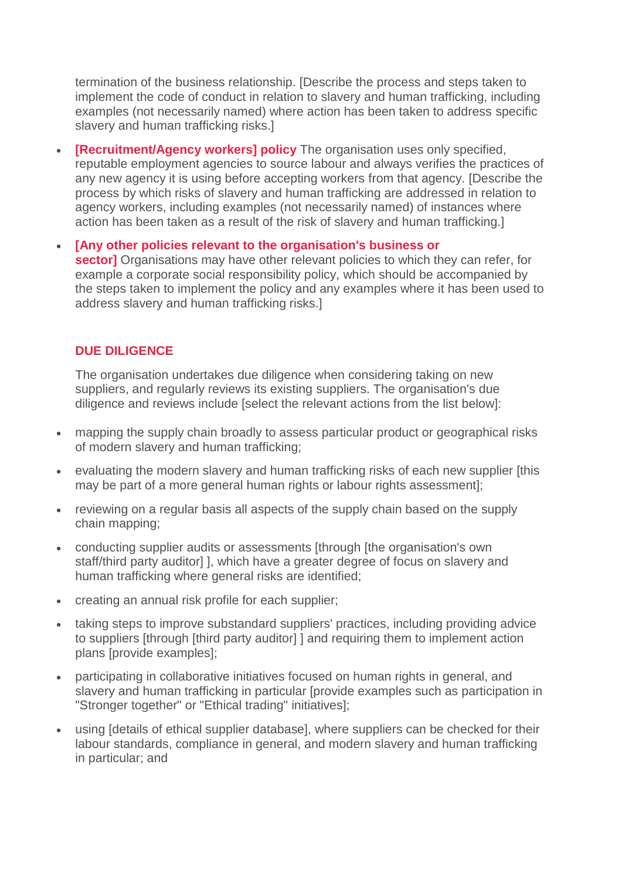termination of the business relationship. [Describe the process and steps taken to implement the code of conduct in relation to slavery and human trafficking, including examples (not necessarily named) where action has been taken to address specific slavery and human trafficking risks.]

- **[Recruitment/Agency workers] policy** The organisation uses only specified, reputable employment agencies to source labour and always verifies the practices of any new agency it is using before accepting workers from that agency. [Describe the process by which risks of slavery and human trafficking are addressed in relation to agency workers, including examples (not necessarily named) of instances where action has been taken as a result of the risk of slavery and human trafficking.]
- **[Any other policies relevant to the organisation's business or sector]** Organisations may have other relevant policies to which they can refer, for example a corporate social responsibility policy, which should be accompanied by the steps taken to implement the policy and any examples where it has been used to address slavery and human trafficking risks.]

## DUE DILIGENCE

The organisation undertakes due diligence when considering taking on new suppliers, and regularly reviews its existing suppliers. The organisation's due diligence and reviews include [select the relevant actions from the list below]:

- mapping the supply chain broadly to assess particular product or geographical risks of modern slavery and human trafficking;
- evaluating the modern slavery and human trafficking risks of each new supplier [this may be part of a more general human rights or labour rights assessment];
- reviewing on a regular basis all aspects of the supply chain based on the supply chain mapping;
- conducting supplier audits or assessments [through [the organisation's own staff/third party auditor] ], which have a greater degree of focus on slavery and human trafficking where general risks are identified;
- creating an annual risk profile for each supplier;
- taking steps to improve substandard suppliers' practices, including providing advice to suppliers [through [third party auditor] ] and requiring them to implement action plans [provide examples];
- participating in collaborative initiatives focused on human rights in general, and slavery and human trafficking in particular [provide examples such as participation in "Stronger together" or "Ethical trading" initiatives];
- using [details of ethical supplier database], where suppliers can be checked for their labour standards, compliance in general, and modern slavery and human trafficking in particular; and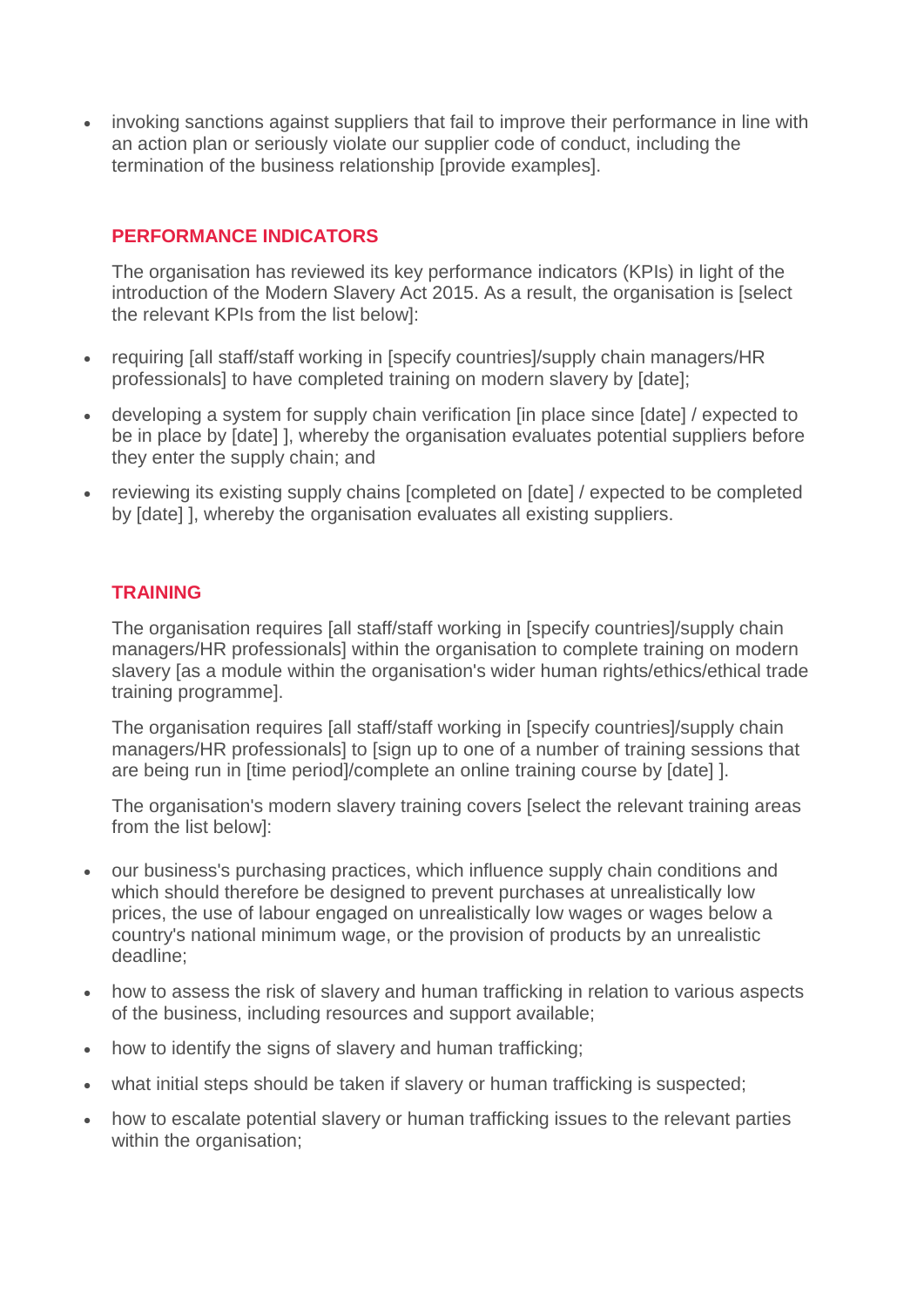- invoking sanctions against suppliers that fail to improve their performance in line with an action plan or seriously violate our supplier code of conduct, including the termination of the business relationship [provide examples].

## PERFORMANCE INDICATORS

The organisation has reviewed its key performance indicators (KPIs) in light of the introduction of the Modern Slavery Act 2015. As a result, the organisation is [select the relevant KPIs from the list below]:

- requiring [all staff/staff working in [specify countries]/supply chain managers/HR professionals] to have completed training on modern slavery by [date];
- developing a system for supply chain verification [in place since [date] / expected to be in place by [date] ], whereby the organisation evaluates potential suppliers before they enter the supply chain; and
- reviewing its existing supply chains [completed on [date] / expected to be completed by [date] ], whereby the organisation evaluates all existing suppliers.

## TRAINING

The organisation requires [all staff/staff working in [specify countries]/supply chain managers/HR professionals] within the organisation to complete training on modern slavery [as a module within the organisation's wider human rights/ethics/ethical trade training programme].

The organisation requires [all staff/staff working in [specify countries]/supply chain managers/HR professionals] to [sign up to one of a number of training sessions that are being run in [time period]/complete an online training course by [date] ].

The organisation's modern slavery training covers [select the relevant training areas from the list below]:

- our business's purchasing practices, which influence supply chain conditions and which should therefore be designed to prevent purchases at unrealistically low prices, the use of labour engaged on unrealistically low wages or wages below a country's national minimum wage, or the provision of products by an unrealistic deadline;
- how to assess the risk of slavery and human trafficking in relation to various aspects of the business, including resources and support available;
- how to identify the signs of slavery and human trafficking;
- what initial steps should be taken if slavery or human trafficking is suspected;
- how to escalate potential slavery or human trafficking issues to the relevant parties within the organisation;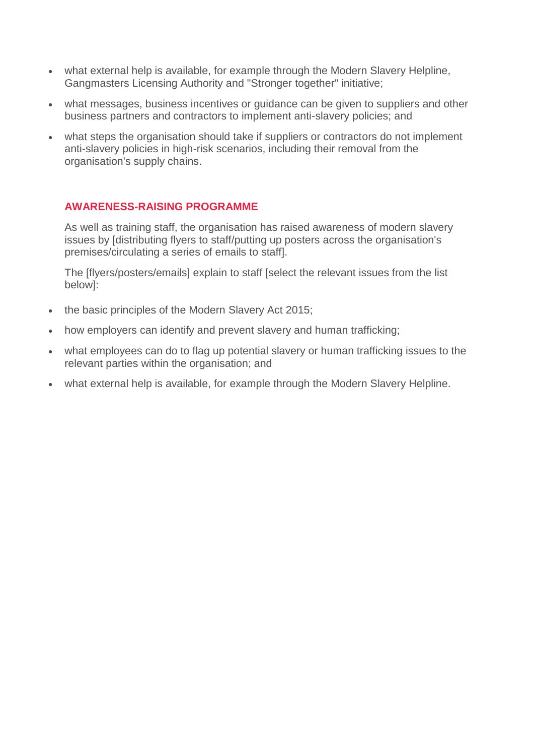- what external help is available, for example through the Modern Slavery Helpline, Gangmasters Licensing Authority and "Stronger together" initiative;
- what messages, business incentives or guidance can be given to suppliers and other business partners and contractors to implement anti-slavery policies; and
- what steps the organisation should take if suppliers or contractors do not implement anti-slavery policies in high-risk scenarios, including their removal from the organisation's supply chains.

## AWARENESS-RAISING PROGRAMME

As well as training staff, the organisation has raised awareness of modern slavery issues by [distributing flyers to staff/putting up posters across the organisation's premises/circulating a series of emails to staff].

The [flyers/posters/emails] explain to staff [select the relevant issues from the list below]:

- the basic principles of the Modern Slavery Act 2015;
- how employers can identify and prevent slavery and human trafficking;
- what employees can do to flag up potential slavery or human trafficking issues to the relevant parties within the organisation; and
- what external help is available, for example through the Modern Slavery Helpline.